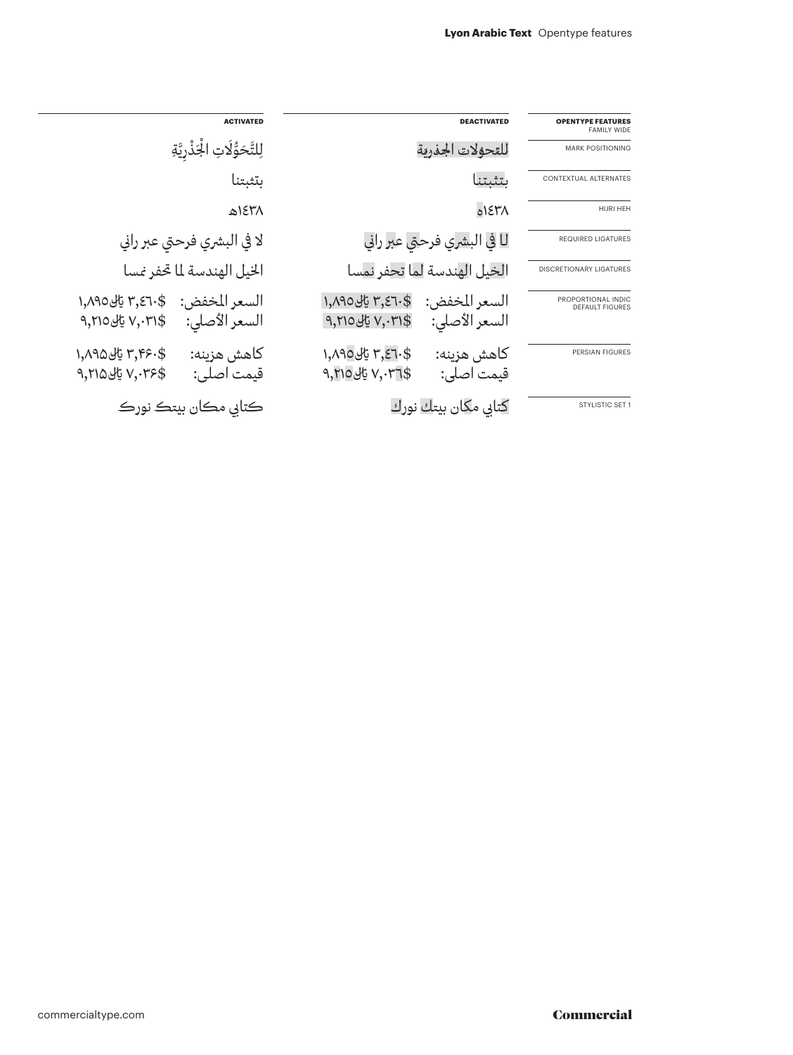| ACTIVATED | DEACTIVATED | OPENTYPE FEATURES FAMILY WIDE |
|---|---|---|
| لِلتَّحَوُّلَاتِ الْجَذْرِيَّةِ | للتحولات الجذرية | MARK POSITIONING |
| بتثبتنا | بتثبتنا | CONTEXTUAL ALTERNATES |
| ١٤٣٨ﻫ | ١٤٣٨ه | HIJRI HEH |
| لا في البشري فرحتي عبر راني | لا في البشري فرحتي عبر راني | REQUIRED LIGATURES |
| الخيل الهندسة لما تحفر نمسا | الخيل الهندسة لما تحفر نمسا | DISCRETIONARY LIGATURES |
| السعر المخفض: ‎$٣,٤٦٠ ﷼١,٨٩٥<br>السعر الأصلي: ‎$٧,٠٣١ ﷼٩,٢١٥ | السعر المخفض: ‎$٣,٤٦٠ ﷼١,٨٩٥<br>السعر الأصلي: ‎$٧,٠٣١ ﷼٩,٢١٥ | PROPORTIONAL INDIC DEFAULT FIGURES |
| کاهش هزینه: ‎$۳,۴۶۰ ﷼۱,۸۹۵<br>قیمت اصلی: ‎$۷,۰۳۶ ﷼۹,۲۱۵ | کاهش هزینه: ‎$٣,٤٦٠ ﷼١,٨٩٥<br>قیمت اصلی: ‎$٧,٠٣٦ ﷼٩,٢١٥ | PERSIAN FIGURES |
| کتابي مکان بيتک نورک | كتابي مكان بيتك نورك | STYLISTIC SET 1 |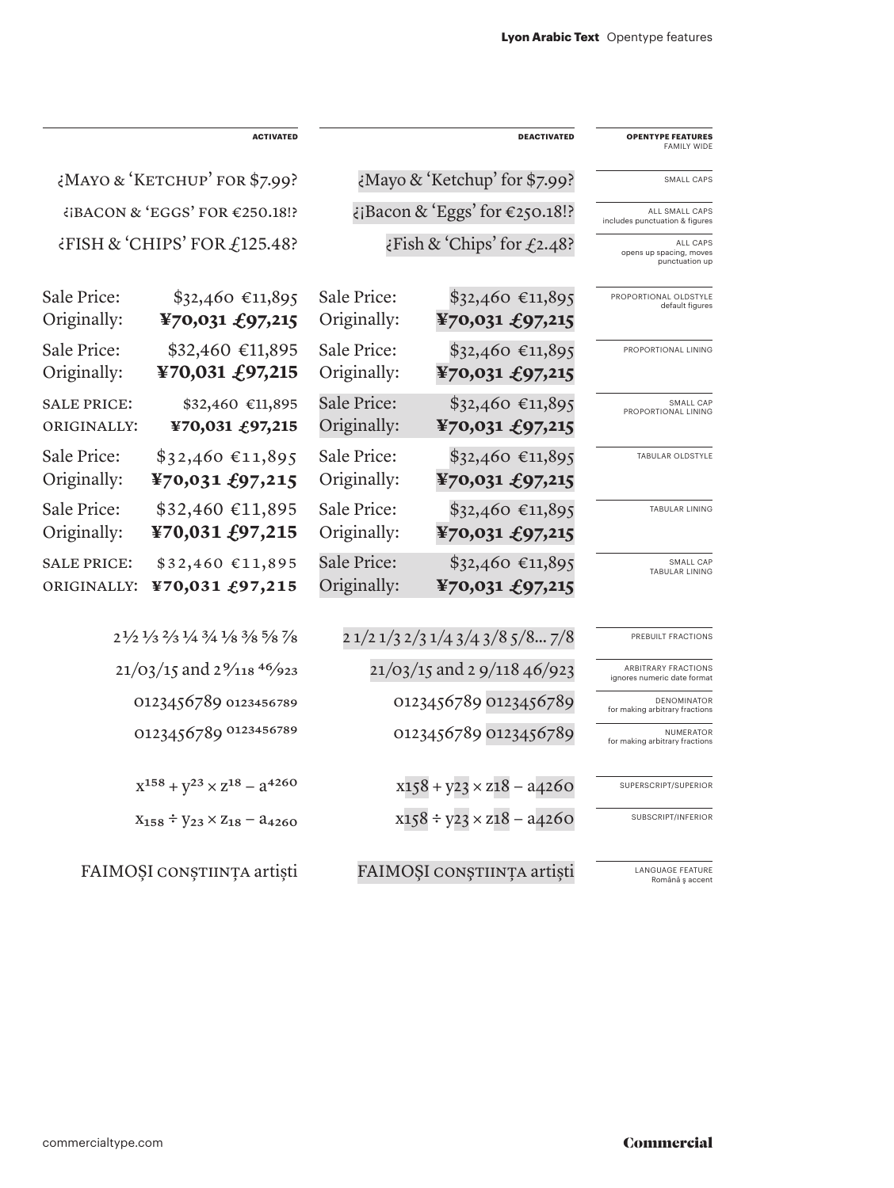| ACTIVATED | | DEACTIVATED | | OPENTYPE FEATURES FAMILY WIDE |
|---|---|---|---|---|
| ¿MAYO & 'KETCHUP' FOR $7.99? | | ¿Mayo & 'Ketchup' for $7.99? | | SMALL CAPS |
| ¿¡BACON & 'EGGS' FOR €250.18!? | | ¿¡Bacon & 'Eggs' for €250.18!? | | ALL SMALL CAPS includes punctuation & figures |
| ¿FISH & 'CHIPS' FOR £125.48? | | ¿Fish & 'Chips' for £2.48? | | ALL CAPS opens up spacing, moves punctuation up |
| Sale Price: Originally: | $32,460 €11,895 **¥70,031 £97,215** | Sale Price: Originally: | $32,460 €11,895 **¥70,031 £97,215** | PROPORTIONAL OLDSTYLE default figures |
| Sale Price: Originally: | $32,460 €11,895 **¥70,031 £97,215** | Sale Price: Originally: | $32,460 €11,895 **¥70,031 £97,215** | PROPORTIONAL LINING |
| SALE PRICE: ORIGINALLY: | $32,460 €11,895 **¥70,031 £97,215** | Sale Price: Originally: | $32,460 €11,895 **¥70,031 £97,215** | SMALL CAP PROPORTIONAL LINING |
| Sale Price: Originally: | $32,460 €11,895 **¥70,031 £97,215** | Sale Price: Originally: | $32,460 €11,895 **¥70,031 £97,215** | TABULAR OLDSTYLE |
| Sale Price: Originally: | $32,460 €11,895 **¥70,031 £97,215** | Sale Price: Originally: | $32,460 €11,895 **¥70,031 £97,215** | TABULAR LINING |
| SALE PRICE: ORIGINALLY: | $32,460 €11,895 **¥70,031 £97,215** | Sale Price: Originally: | $32,460 €11,895 **¥70,031 £97,215** | SMALL CAP TABULAR LINING |
| 2½ ⅓ ⅔ ¼ ¾ ⅛ ⅜ ⅝ ⅞ | | 2 1/2 1/3 2/3 1/4 3/4 3/8 5/8... 7/8 | | PREBUILT FRACTIONS |
| 21/03/15 and 2 9/118 46/923 | | 21/03/15 and 2 9/118 46/923 | | ARBITRARY FRACTIONS ignores numeric date format |
| 0123456789 $_{0123456789}$ | | 0123456789 0123456789 | | DENOMINATOR for making arbitrary fractions |
| 0123456789 $^{0123456789}$ | | 0123456789 0123456789 | | NUMERATOR for making arbitrary fractions |
| $x^{158} + y^{23} \times z^{18} - a^{4260}$ | | x158 + y23 × z18 – a4260 | | SUPERSCRIPT/SUPERIOR |
| $x_{158} \div y_{23} \times z_{18} - a_{4260}$ | | x158 ÷ y23 × z18 – a4260 | | SUBSCRIPT/INFERIOR |
| FAIMOȘI CONȘTIINȚA artiști | | FAIMOŞI CONŞTIINŢA artişti | | LANGUAGE FEATURE Română ș accent |